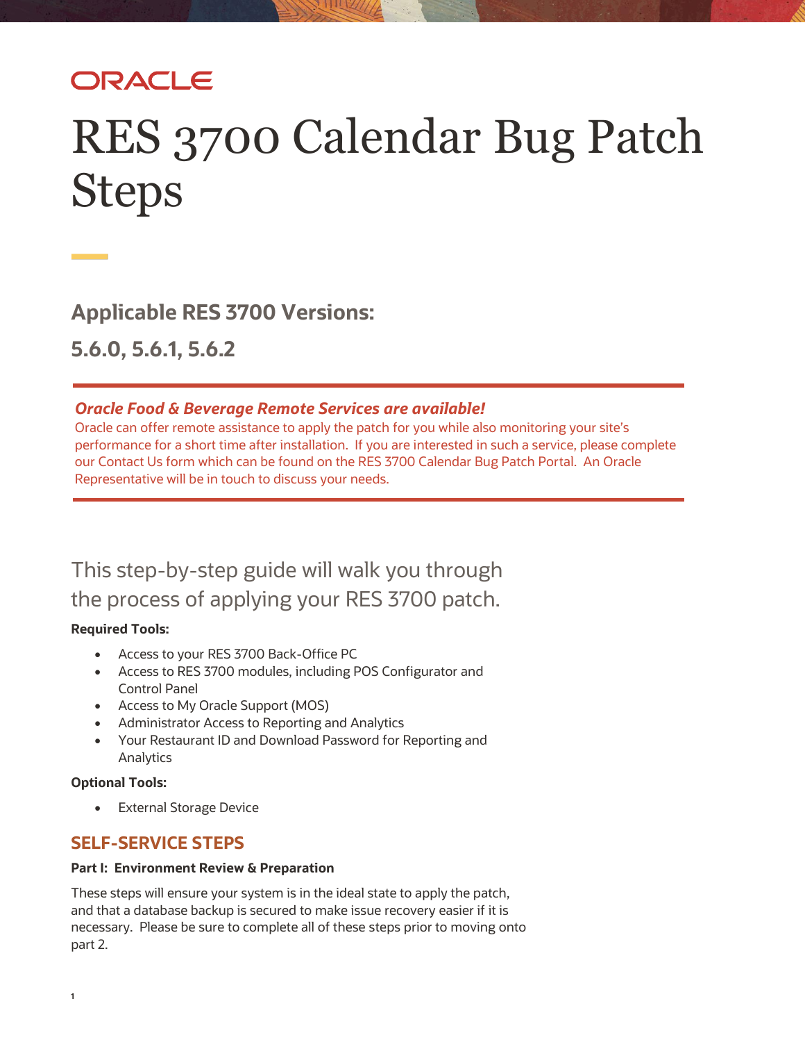ORACLE

# RES 3700 Calendar Bug Patch Steps

## Applicable RES 3700 Versions:

## 5.6.0, 5.6.1, 5.6.2

***Oracle Food & Beverage Remote Services are available!***

Oracle can offer remote assistance to apply the patch for you while also monitoring your site's performance for a short time after installation. If you are interested in such a service, please complete our Contact Us form which can be found on the RES 3700 Calendar Bug Patch Portal. An Oracle Representative will be in touch to discuss your needs.

This step-by-step guide will walk you through the process of applying your RES 3700 patch.

**Required Tools:**

- Access to your RES 3700 Back-Office PC
- Access to RES 3700 modules, including POS Configurator and Control Panel
- Access to My Oracle Support (MOS)
- Administrator Access to Reporting and Analytics
- Your Restaurant ID and Download Password for Reporting and Analytics

**Optional Tools:**

- External Storage Device

## SELF-SERVICE STEPS

**Part I: Environment Review & Preparation**

These steps will ensure your system is in the ideal state to apply the patch, and that a database backup is secured to make issue recovery easier if it is necessary. Please be sure to complete all of these steps prior to moving onto part 2.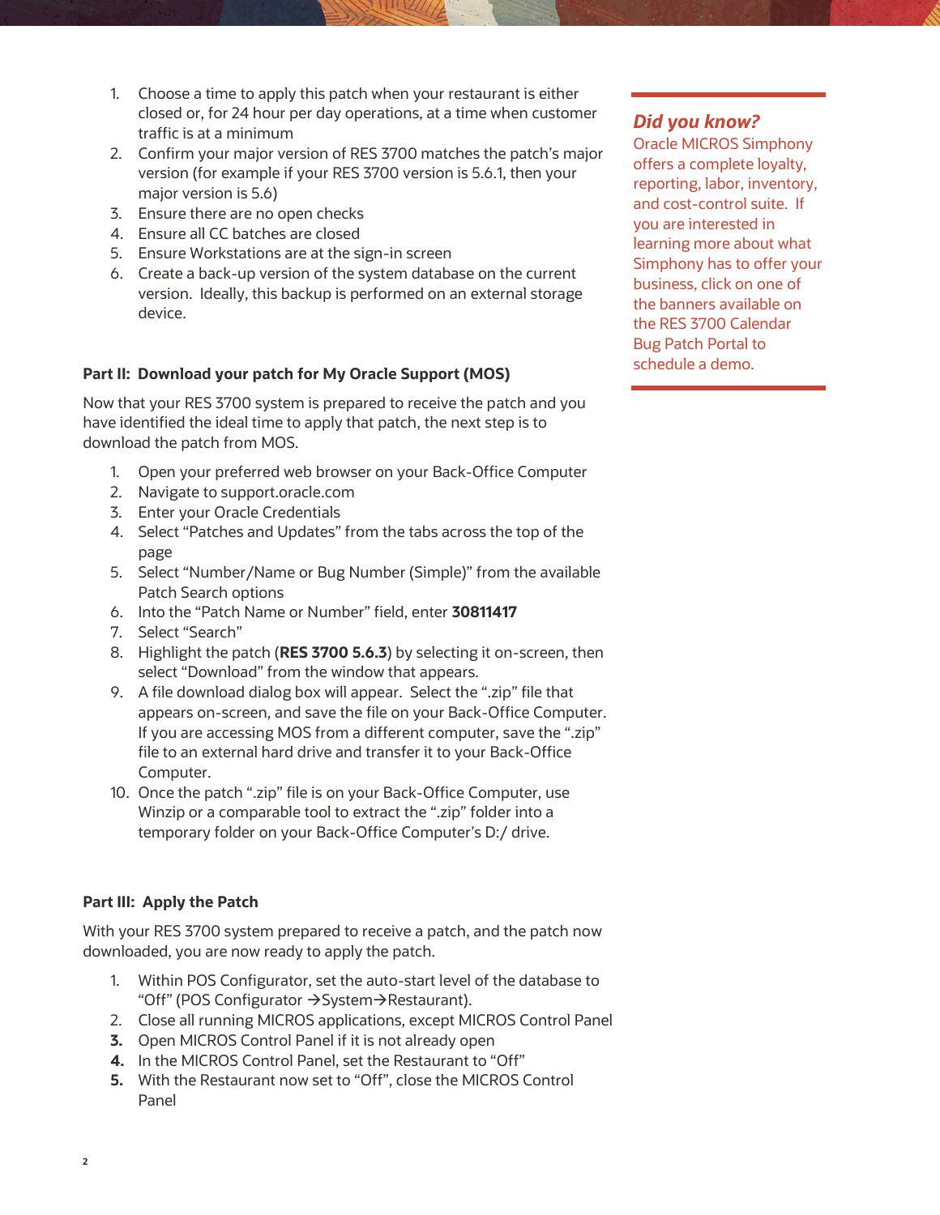1. Choose a time to apply this patch when your restaurant is either closed or, for 24 hour per day operations, at a time when customer traffic is at a minimum
2. Confirm your major version of RES 3700 matches the patch's major version (for example if your RES 3700 version is 5.6.1, then your major version is 5.6)
3. Ensure there are no open checks
4. Ensure all CC batches are closed
5. Ensure Workstations are at the sign-in screen
6. Create a back-up version of the system database on the current version. Ideally, this backup is performed on an external storage device.

### Part II: Download your patch for My Oracle Support (MOS)

Now that your RES 3700 system is prepared to receive the patch and you have identified the ideal time to apply that patch, the next step is to download the patch from MOS.

1. Open your preferred web browser on your Back-Office Computer
2. Navigate to support.oracle.com
3. Enter your Oracle Credentials
4. Select "Patches and Updates" from the tabs across the top of the page
5. Select "Number/Name or Bug Number (Simple)" from the available Patch Search options
6. Into the "Patch Name or Number" field, enter **30811417**
7. Select "Search"
8. Highlight the patch (**RES 3700 5.6.3**) by selecting it on-screen, then select "Download" from the window that appears.
9. A file download dialog box will appear. Select the ".zip" file that appears on-screen, and save the file on your Back-Office Computer. If you are accessing MOS from a different computer, save the ".zip" file to an external hard drive and transfer it to your Back-Office Computer.
10. Once the patch ".zip" file is on your Back-Office Computer, use Winzip or a comparable tool to extract the ".zip" folder into a temporary folder on your Back-Office Computer's D:/ drive.

### Part III: Apply the Patch

With your RES 3700 system prepared to receive a patch, and the patch now downloaded, you are now ready to apply the patch.

1. Within POS Configurator, set the auto-start level of the database to "Off" (POS Configurator →System→Restaurant).
2. Close all running MICROS applications, except MICROS Control Panel
3. Open MICROS Control Panel if it is not already open
4. In the MICROS Control Panel, set the Restaurant to "Off"
5. With the Restaurant now set to "Off", close the MICROS Control Panel

***Did you know?***

Oracle MICROS Simphony offers a complete loyalty, reporting, labor, inventory, and cost-control suite. If you are interested in learning more about what Simphony has to offer your business, click on one of the banners available on the RES 3700 Calendar Bug Patch Portal to schedule a demo.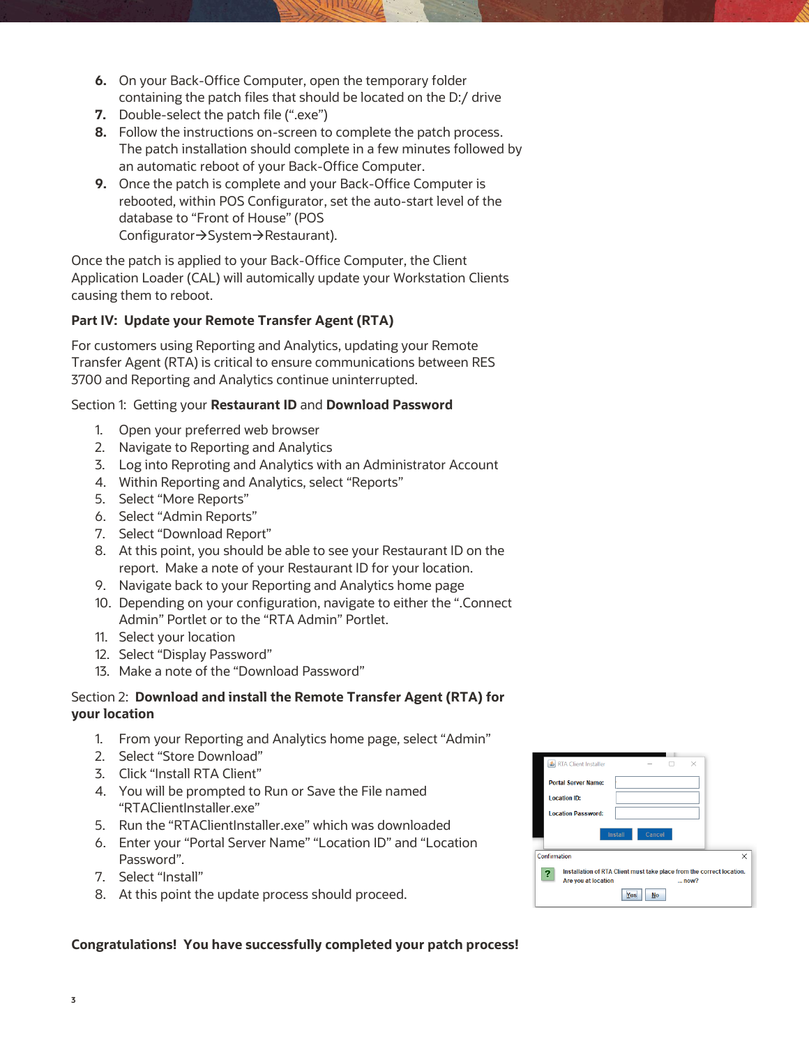6. On your Back-Office Computer, open the temporary folder containing the patch files that should be located on the D:/ drive
7. Double-select the patch file (".exe")
8. Follow the instructions on-screen to complete the patch process. The patch installation should complete in a few minutes followed by an automatic reboot of your Back-Office Computer.
9. Once the patch is complete and your Back-Office Computer is rebooted, within POS Configurator, set the auto-start level of the database to "Front of House" (POS Configurator→System→Restaurant).

Once the patch is applied to your Back-Office Computer, the Client Application Loader (CAL) will automically update your Workstation Clients causing them to reboot.

**Part IV: Update your Remote Transfer Agent (RTA)**

For customers using Reporting and Analytics, updating your Remote Transfer Agent (RTA) is critical to ensure communications between RES 3700 and Reporting and Analytics continue uninterrupted.

Section 1: Getting your **Restaurant ID** and **Download Password**

1. Open your preferred web browser
2. Navigate to Reporting and Analytics
3. Log into Reproting and Analytics with an Administrator Account
4. Within Reporting and Analytics, select "Reports"
5. Select "More Reports"
6. Select "Admin Reports"
7. Select "Download Report"
8. At this point, you should be able to see your Restaurant ID on the report. Make a note of your Restaurant ID for your location.
9. Navigate back to your Reporting and Analytics home page
10. Depending on your configuration, navigate to either the ".Connect Admin" Portlet or to the "RTA Admin" Portlet.
11. Select your location
12. Select "Display Password"
13. Make a note of the "Download Password"

Section 2: **Download and install the Remote Transfer Agent (RTA) for your location**

1. From your Reporting and Analytics home page, select "Admin"
2. Select "Store Download"
3. Click "Install RTA Client"
4. You will be prompted to Run or Save the File named "RTAClientInstaller.exe"
5. Run the "RTAClientInstaller.exe" which was downloaded
6. Enter your "Portal Server Name" "Location ID" and "Location Password".
7. Select "Install"
8. At this point the update process should proceed.

RTA Client Installer

Portal Server Name:

Location ID:

Location Password:

Install Cancel

Confirmation

Installation of RTA Client must take place from the correct location.
Are you at location ... now?

Yes No

**Congratulations! You have successfully completed your patch process!**